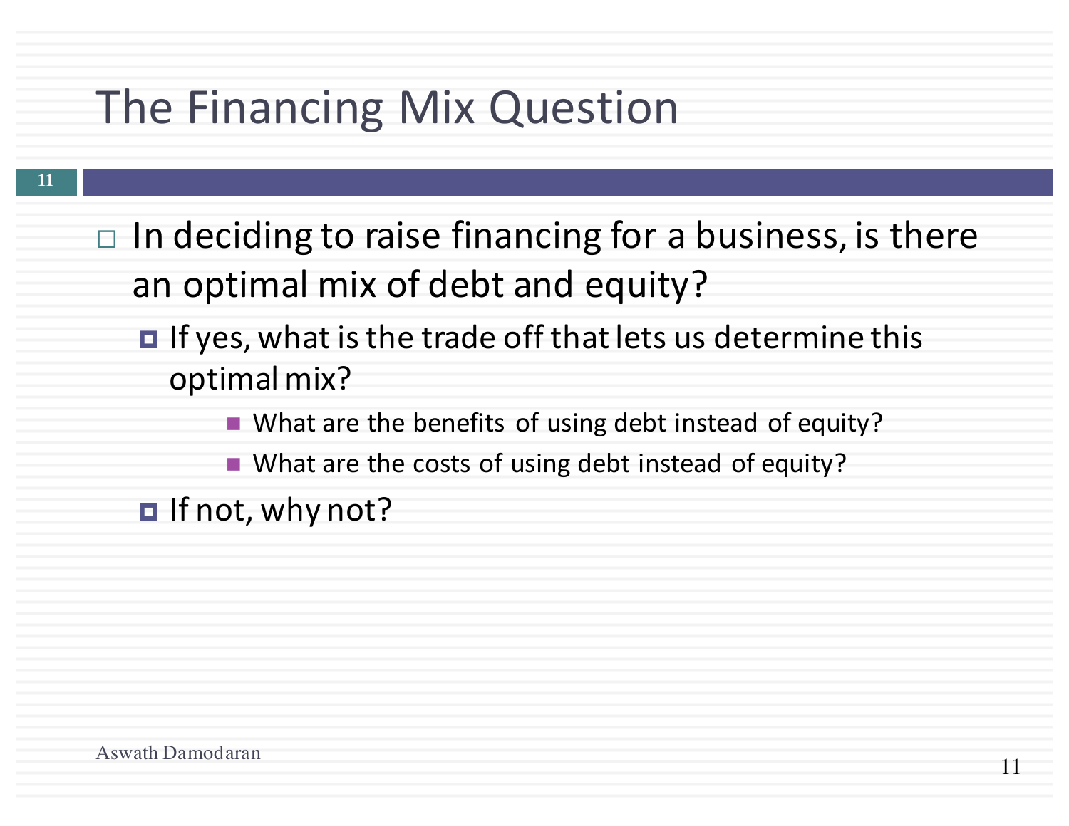# The Financing Mix Question

- In deciding to raise financing for a business, is there an optimal mix of debt and equity?
  - If yes, what is the trade off that lets us determine this optimal mix?
    - What are the benefits of using debt instead of equity?
    - What are the costs of using debt instead of equity?
  - If not, why not?

Aswath Damodaran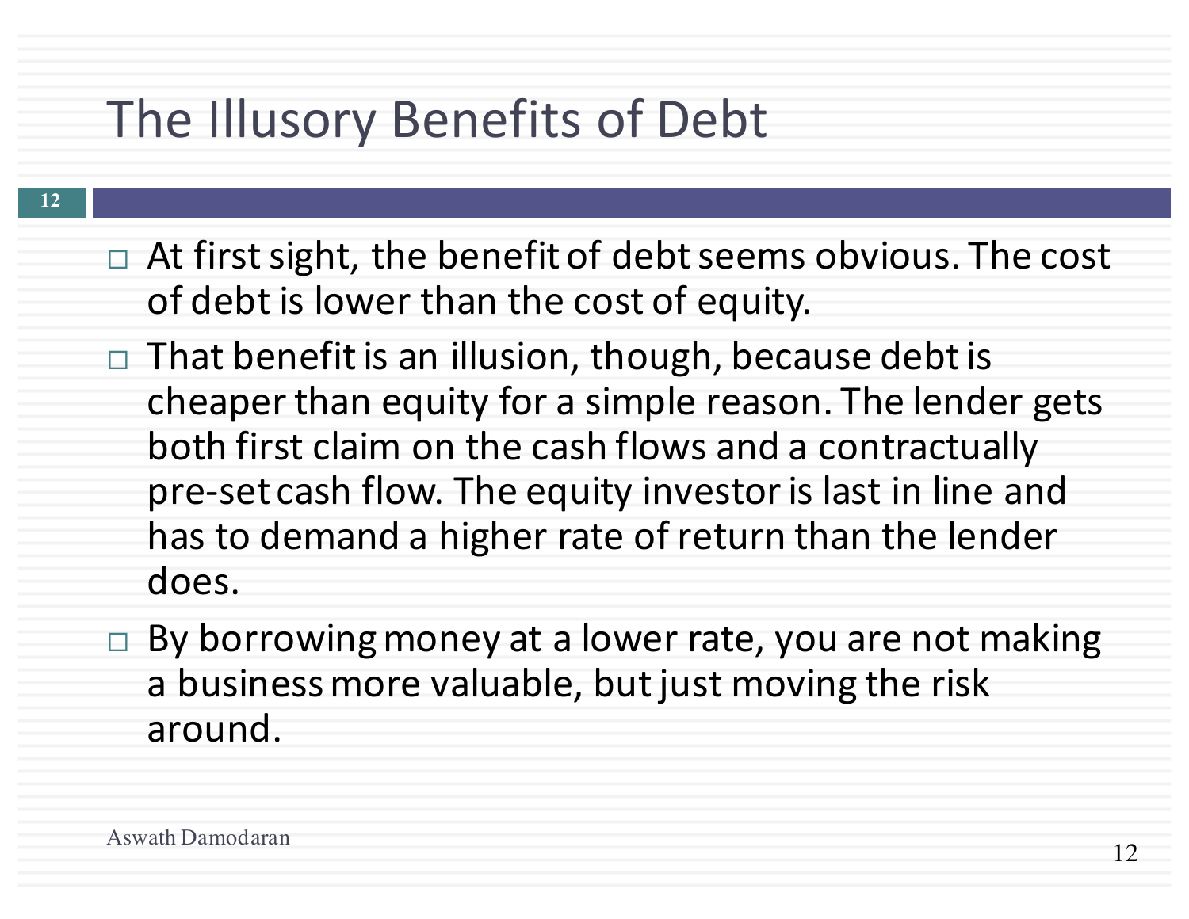# The Illusory Benefits of Debt

- At first sight, the benefit of debt seems obvious. The cost of debt is lower than the cost of equity.
- That benefit is an illusion, though, because debt is cheaper than equity for a simple reason. The lender gets both first claim on the cash flows and a contractually pre-set cash flow. The equity investor is last in line and has to demand a higher rate of return than the lender does.
- By borrowing money at a lower rate, you are not making a business more valuable, but just moving the risk around.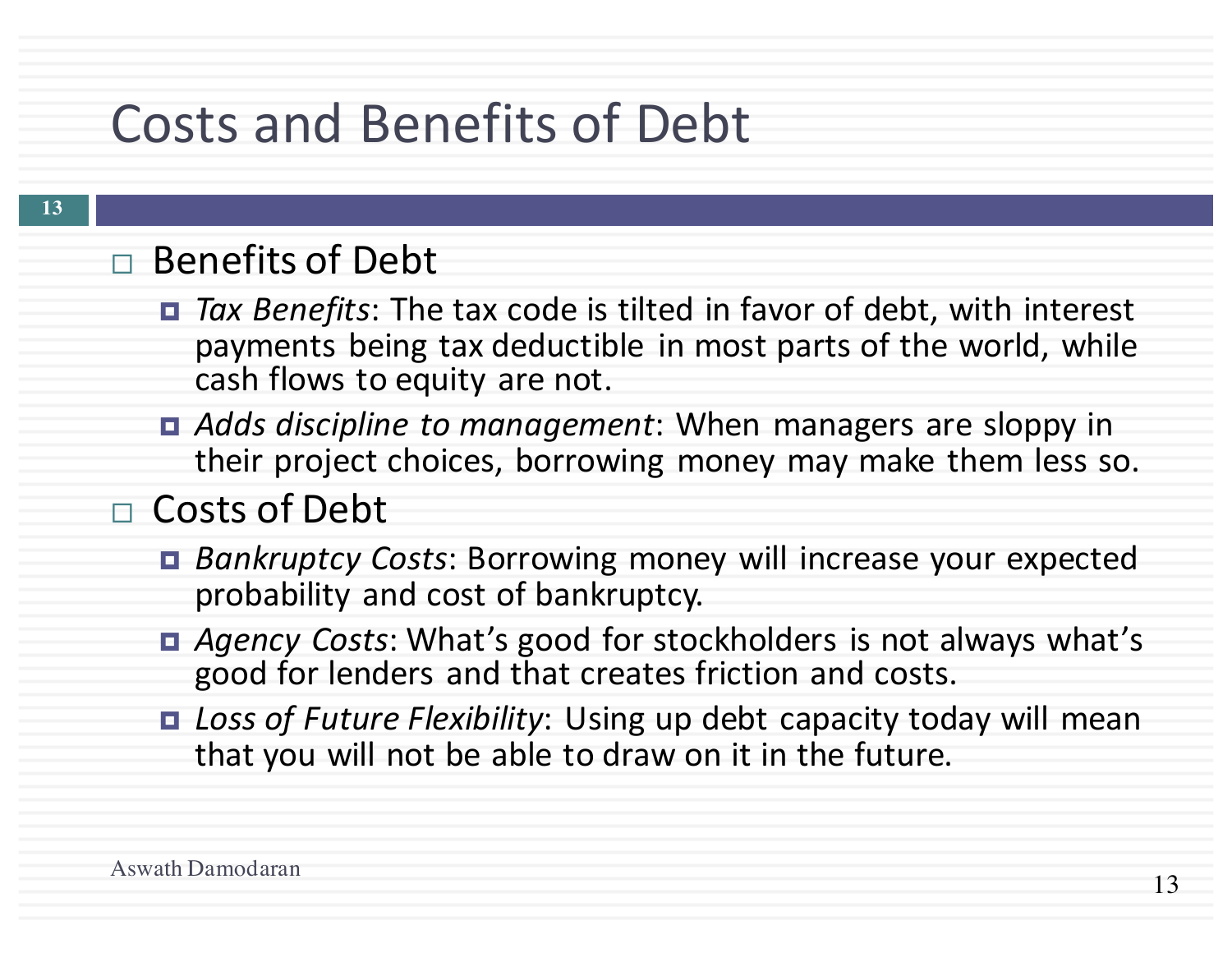# Costs and Benefits of Debt

- Benefits of Debt
  - *Tax Benefits*: The tax code is tilted in favor of debt, with interest payments being tax deductible in most parts of the world, while cash flows to equity are not.
  - *Adds discipline to management*: When managers are sloppy in their project choices, borrowing money may make them less so.
- Costs of Debt
  - *Bankruptcy Costs*: Borrowing money will increase your expected probability and cost of bankruptcy.
  - *Agency Costs*: What's good for stockholders is not always what's good for lenders and that creates friction and costs.
  - *Loss of Future Flexibility*: Using up debt capacity today will mean that you will not be able to draw on it in the future.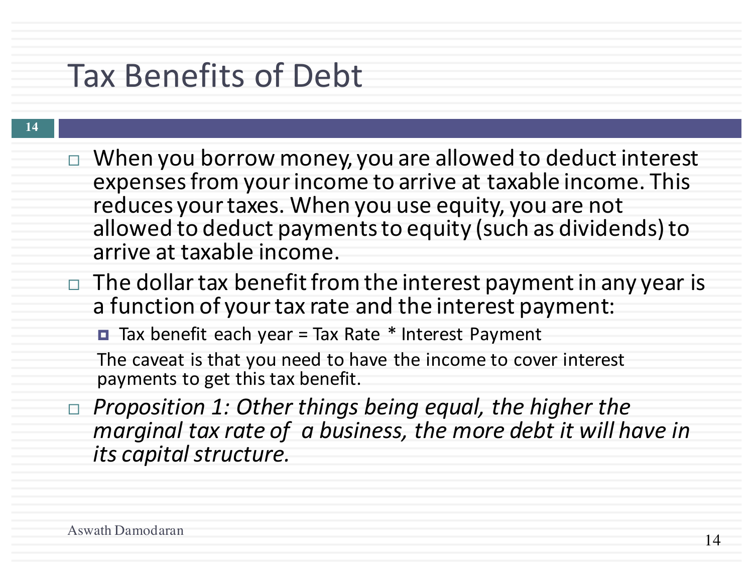# Tax Benefits of Debt

- When you borrow money, you are allowed to deduct interest expenses from your income to arrive at taxable income. This reduces your taxes. When you use equity, you are not allowed to deduct payments to equity (such as dividends) to arrive at taxable income.
- The dollar tax benefit from the interest payment in any year is a function of your tax rate and the interest payment:
  - Tax benefit each year = Tax Rate * Interest Payment

  The caveat is that you need to have the income to cover interest payments to get this tax benefit.
- *Proposition 1: Other things being equal, the higher the marginal tax rate of a business, the more debt it will have in its capital structure.*

Aswath Damodaran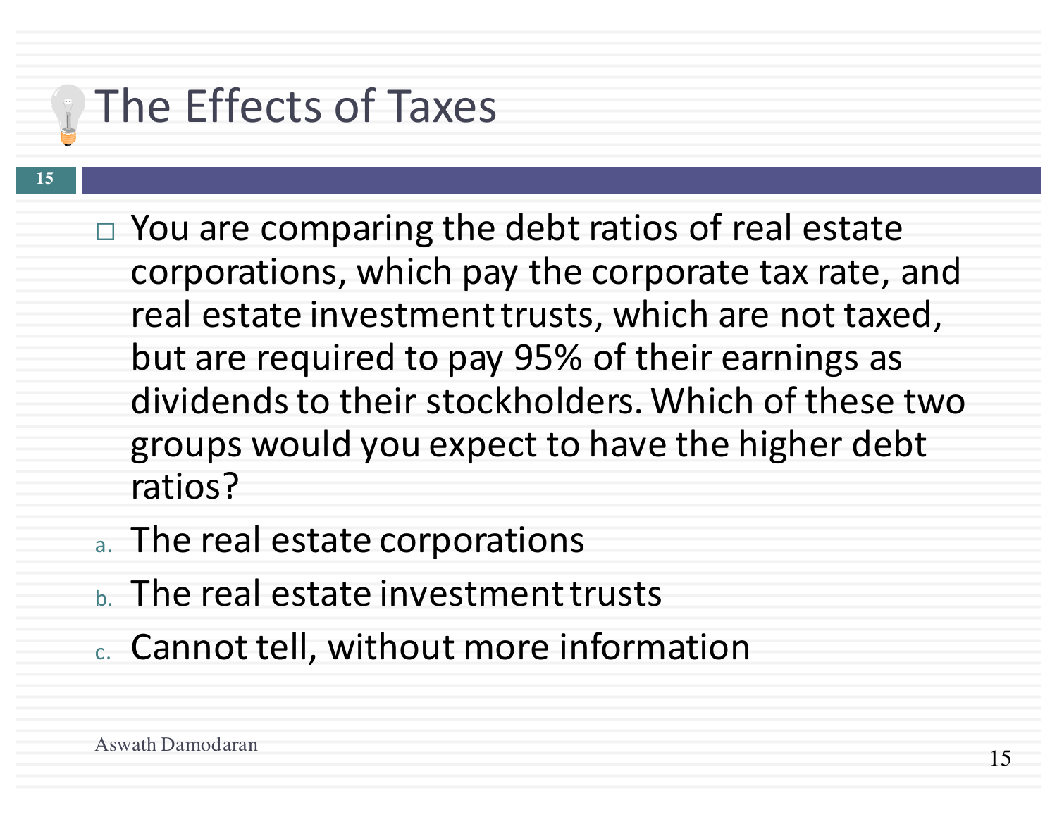# The Effects of Taxes

- You are comparing the debt ratios of real estate corporations, which pay the corporate tax rate, and real estate investment trusts, which are not taxed, but are required to pay 95% of their earnings as dividends to their stockholders. Which of these two groups would you expect to have the higher debt ratios?

a. The real estate corporations

b. The real estate investment trusts

c. Cannot tell, without more information

Aswath Damodaran